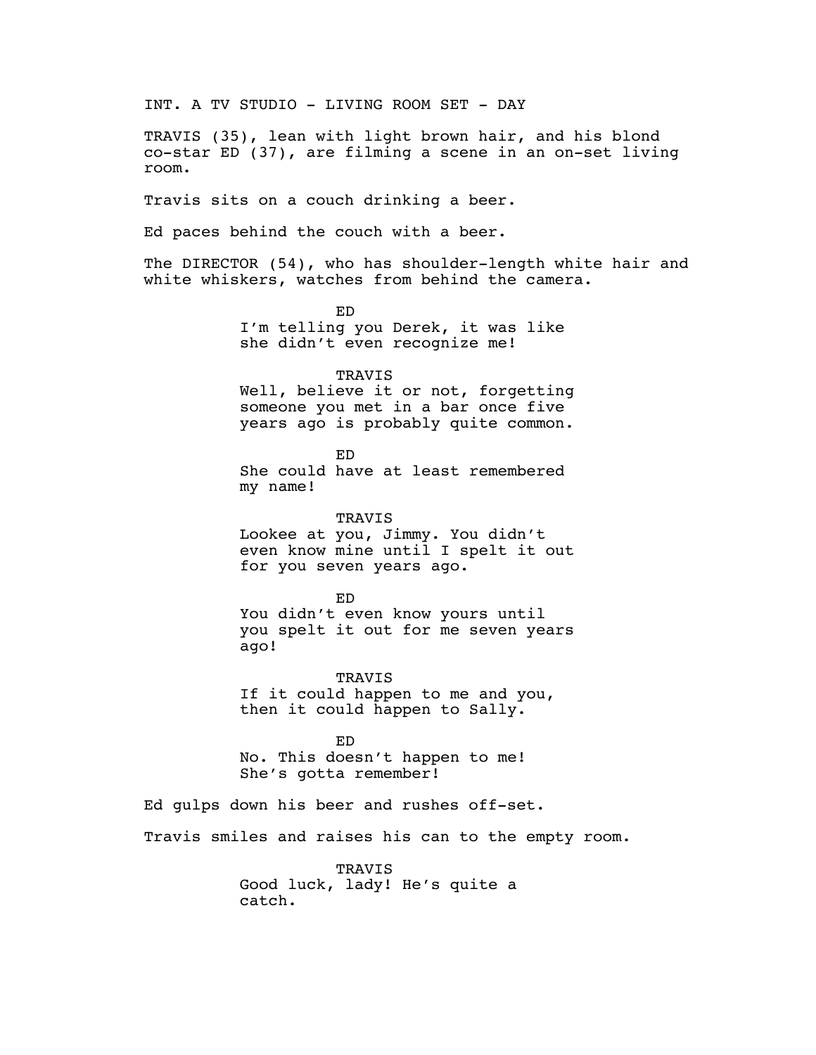INT. A TV STUDIO - LIVING ROOM SET - DAY

TRAVIS (35), lean with light brown hair, and his blond co-star ED (37), are filming a scene in an on-set living room.

Travis sits on a couch drinking a beer.

Ed paces behind the couch with a beer.

The DIRECTOR (54), who has shoulder-length white hair and white whiskers, watches from behind the camera.

ED

I'm telling you Derek, it was like she didn't even recognize me!

TRAVIS

Well, believe it or not, forgetting someone you met in a bar once five years ago is probably quite common.

ED

She could have at least remembered my name!

TRAVIS

Lookee at you, Jimmy. You didn't even know mine until I spelt it out for you seven years ago.

ED

You didn't even know yours until you spelt it out for me seven years ago!

TRAVIS

If it could happen to me and you, then it could happen to Sally.

ED

No. This doesn't happen to me! She's gotta remember!

Ed gulps down his beer and rushes off-set.

Travis smiles and raises his can to the empty room.

TRAVIS

Good luck, lady! He's quite a catch.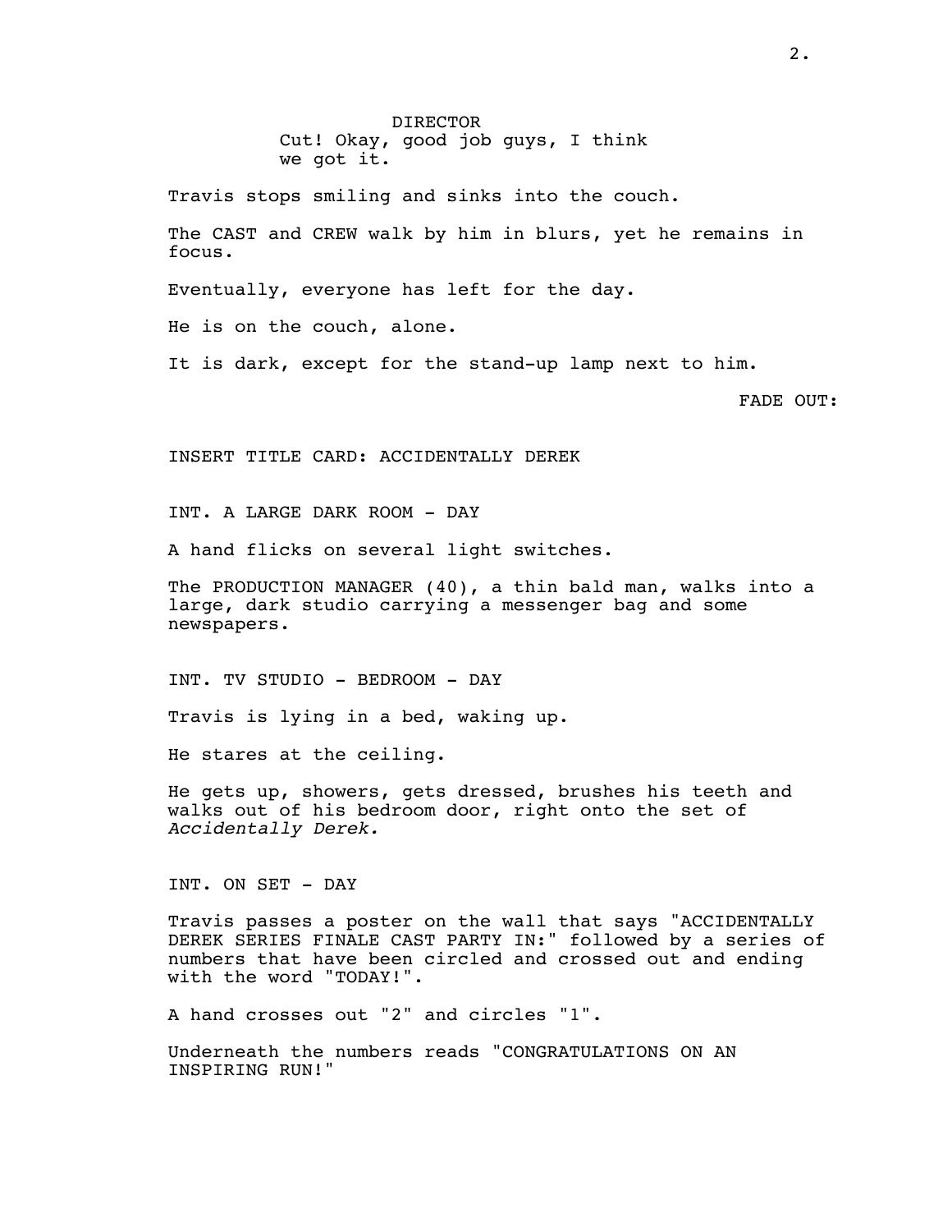DIRECTOR
Cut! Okay, good job guys, I think we got it.

Travis stops smiling and sinks into the couch.

The CAST and CREW walk by him in blurs, yet he remains in focus.

Eventually, everyone has left for the day.

He is on the couch, alone.

It is dark, except for the stand-up lamp next to him.

FADE OUT:

INSERT TITLE CARD: ACCIDENTALLY DEREK

INT. A LARGE DARK ROOM - DAY

A hand flicks on several light switches.

The PRODUCTION MANAGER (40), a thin bald man, walks into a large, dark studio carrying a messenger bag and some newspapers.

INT. TV STUDIO - BEDROOM - DAY

Travis is lying in a bed, waking up.

He stares at the ceiling.

He gets up, showers, gets dressed, brushes his teeth and walks out of his bedroom door, right onto the set of *Accidentally Derek.*

INT. ON SET - DAY

Travis passes a poster on the wall that says "ACCIDENTALLY DEREK SERIES FINALE CAST PARTY IN:" followed by a series of numbers that have been circled and crossed out and ending with the word "TODAY!".

A hand crosses out "2" and circles "1".

Underneath the numbers reads "CONGRATULATIONS ON AN INSPIRING RUN!"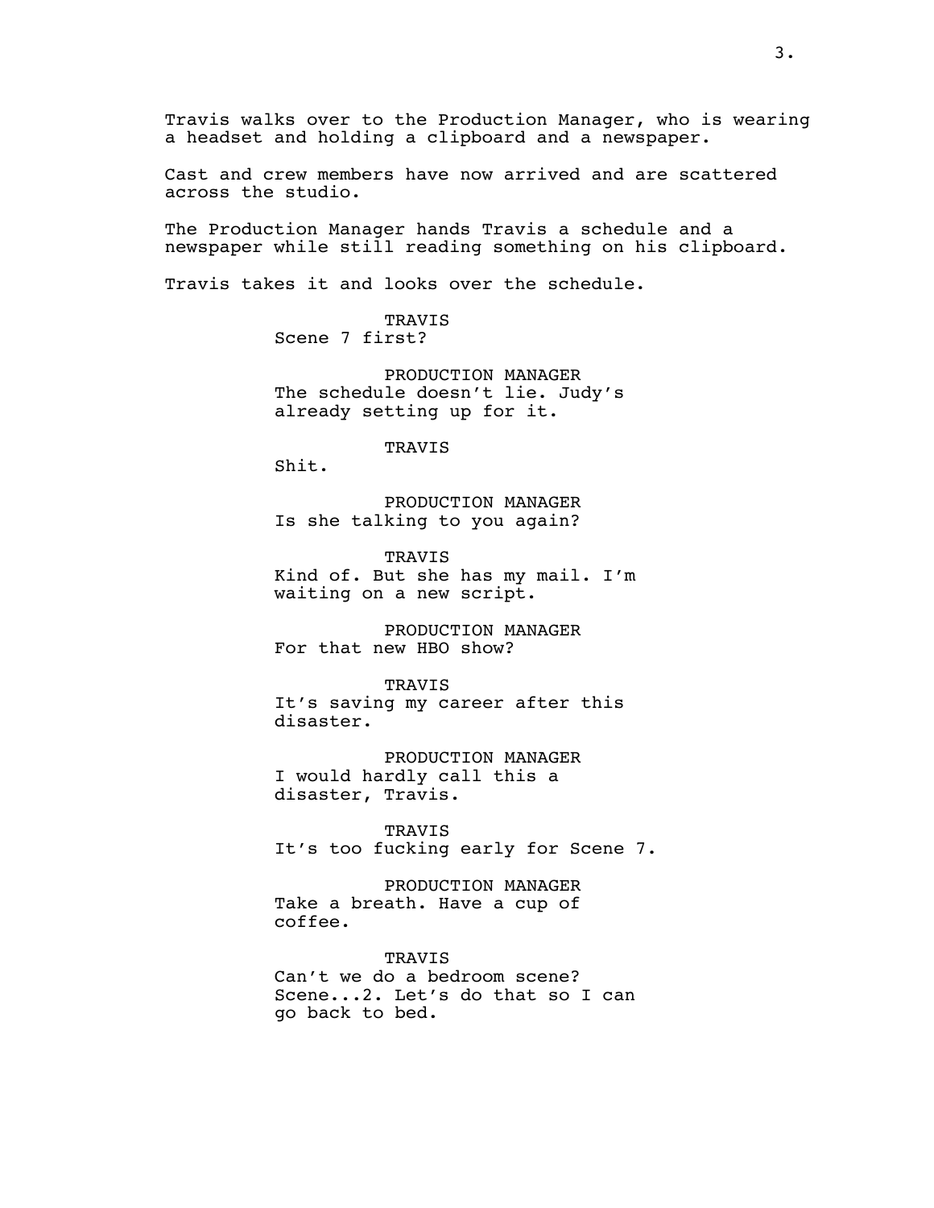Travis walks over to the Production Manager, who is wearing a headset and holding a clipboard and a newspaper.

Cast and crew members have now arrived and are scattered across the studio.

The Production Manager hands Travis a schedule and a newspaper while still reading something on his clipboard.

Travis takes it and looks over the schedule.

TRAVIS
Scene 7 first?

PRODUCTION MANAGER
The schedule doesn't lie. Judy's already setting up for it.

TRAVIS
Shit.

PRODUCTION MANAGER
Is she talking to you again?

TRAVIS
Kind of. But she has my mail. I'm waiting on a new script.

PRODUCTION MANAGER
For that new HBO show?

TRAVIS
It's saving my career after this disaster.

PRODUCTION MANAGER
I would hardly call this a disaster, Travis.

TRAVIS
It's too fucking early for Scene 7.

PRODUCTION MANAGER
Take a breath. Have a cup of coffee.

TRAVIS
Can't we do a bedroom scene? Scene...2. Let's do that so I can go back to bed.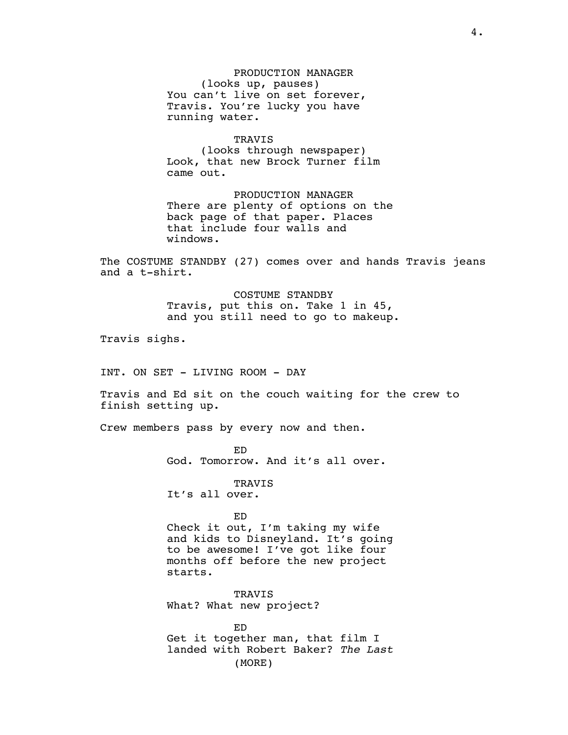PRODUCTION MANAGER
(looks up, pauses)
You can't live on set forever, Travis. You're lucky you have running water.

TRAVIS
(looks through newspaper)
Look, that new Brock Turner film came out.

PRODUCTION MANAGER
There are plenty of options on the back page of that paper. Places that include four walls and windows.

The COSTUME STANDBY (27) comes over and hands Travis jeans and a t-shirt.

COSTUME STANDBY
Travis, put this on. Take 1 in 45, and you still need to go to makeup.

Travis sighs.

INT. ON SET - LIVING ROOM - DAY

Travis and Ed sit on the couch waiting for the crew to finish setting up.

Crew members pass by every now and then.

ED
God. Tomorrow. And it's all over.

TRAVIS
It's all over.

ED
Check it out, I'm taking my wife and kids to Disneyland. It's going to be awesome! I've got like four months off before the new project starts.

TRAVIS
What? What new project?

ED
Get it together man, that film I landed with Robert Baker? *The Last*
(MORE)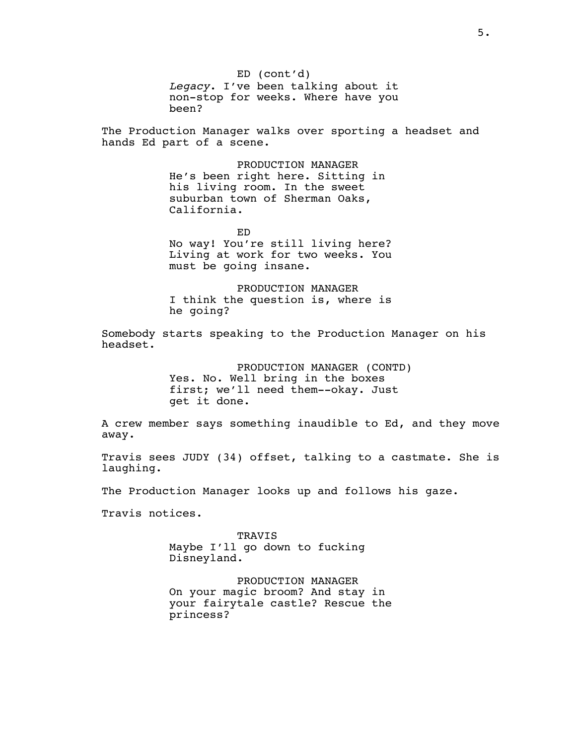ED (cont'd)

*Legacy*. I've been talking about it non-stop for weeks. Where have you been?

The Production Manager walks over sporting a headset and hands Ed part of a scene.

PRODUCTION MANAGER

He's been right here. Sitting in his living room. In the sweet suburban town of Sherman Oaks, California.

ED

No way! You're still living here? Living at work for two weeks. You must be going insane.

PRODUCTION MANAGER

I think the question is, where is he going?

Somebody starts speaking to the Production Manager on his headset.

PRODUCTION MANAGER (CONTD)

Yes. No. Well bring in the boxes first; we'll need them--okay. Just get it done.

A crew member says something inaudible to Ed, and they move away.

Travis sees JUDY (34) offset, talking to a castmate. She is laughing.

The Production Manager looks up and follows his gaze.

Travis notices.

TRAVIS

Maybe I'll go down to fucking Disneyland.

PRODUCTION MANAGER

On your magic broom? And stay in your fairytale castle? Rescue the princess?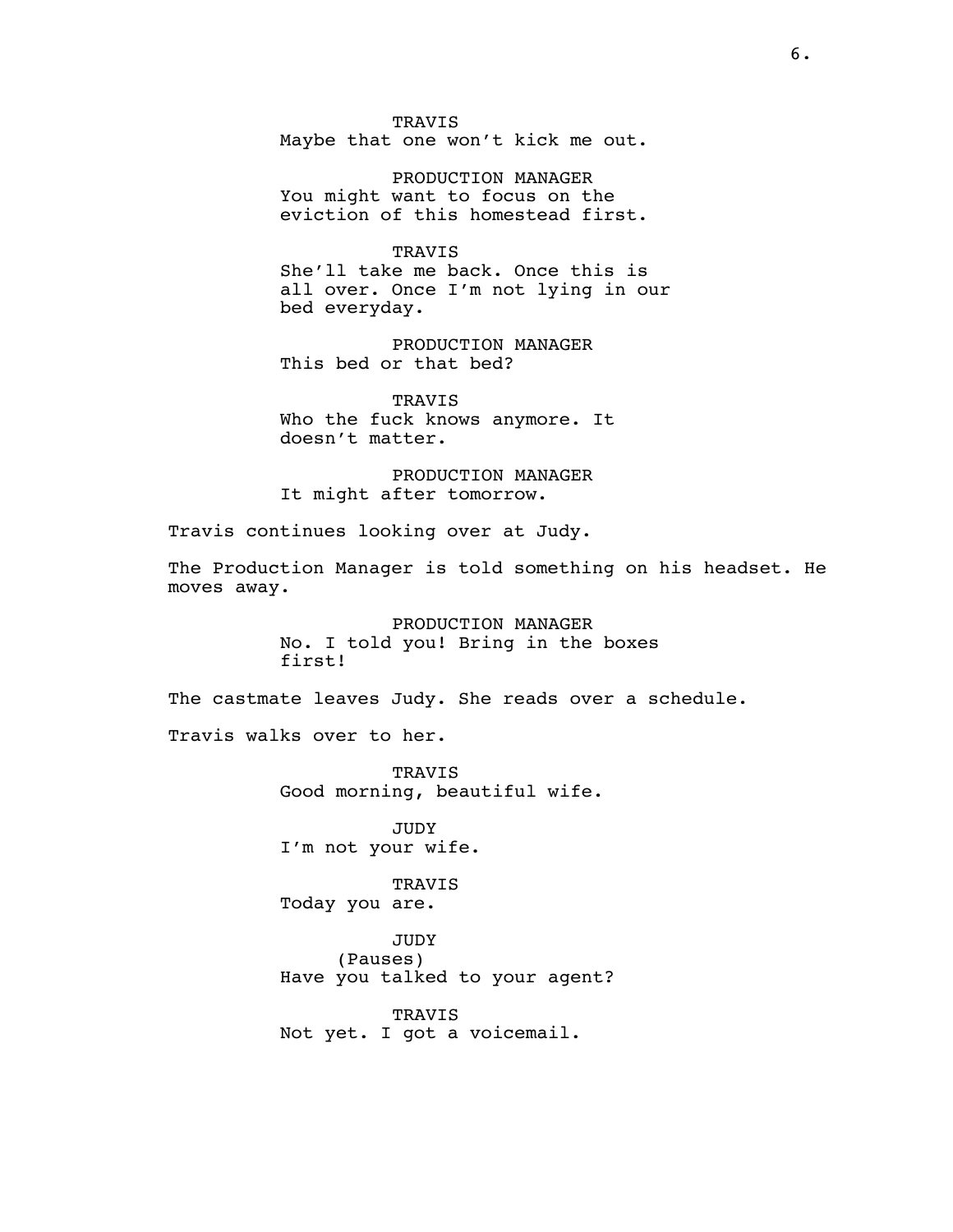TRAVIS
Maybe that one won't kick me out.

PRODUCTION MANAGER
You might want to focus on the eviction of this homestead first.

TRAVIS
She'll take me back. Once this is all over. Once I'm not lying in our bed everyday.

PRODUCTION MANAGER
This bed or that bed?

TRAVIS
Who the fuck knows anymore. It doesn't matter.

PRODUCTION MANAGER
It might after tomorrow.

Travis continues looking over at Judy.

The Production Manager is told something on his headset. He moves away.

PRODUCTION MANAGER
No. I told you! Bring in the boxes first!

The castmate leaves Judy. She reads over a schedule.

Travis walks over to her.

TRAVIS
Good morning, beautiful wife.

JUDY
I'm not your wife.

TRAVIS
Today you are.

JUDY
(Pauses)
Have you talked to your agent?

TRAVIS
Not yet. I got a voicemail.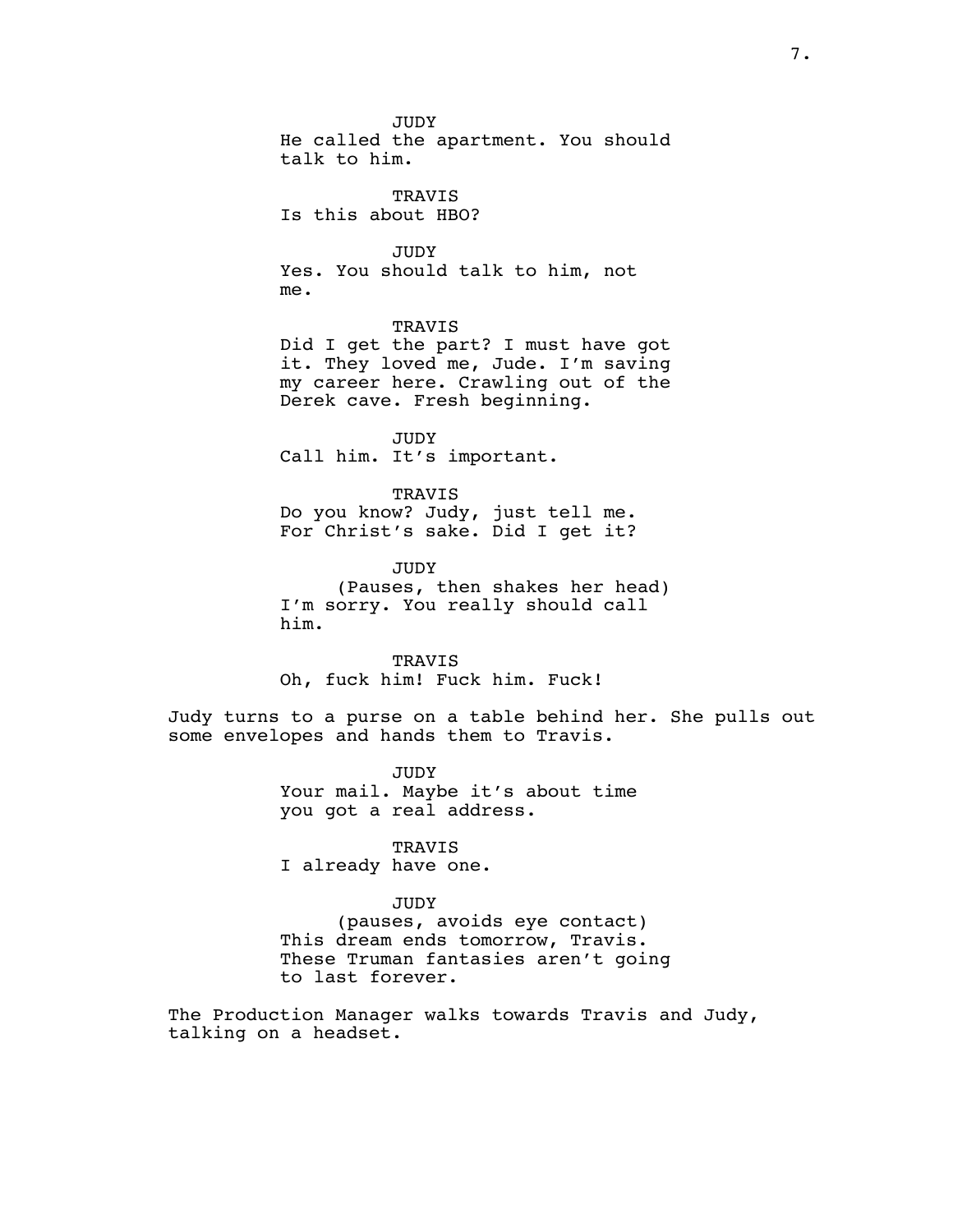JUDY
He called the apartment. You should talk to him.

TRAVIS
Is this about HBO?

JUDY
Yes. You should talk to him, not me.

TRAVIS
Did I get the part? I must have got it. They loved me, Jude. I'm saving my career here. Crawling out of the Derek cave. Fresh beginning.

JUDY
Call him. It's important.

TRAVIS
Do you know? Judy, just tell me. For Christ's sake. Did I get it?

JUDY
(Pauses, then shakes her head)
I'm sorry. You really should call him.

TRAVIS
Oh, fuck him! Fuck him. Fuck!

Judy turns to a purse on a table behind her. She pulls out some envelopes and hands them to Travis.

JUDY
Your mail. Maybe it's about time you got a real address.

TRAVIS
I already have one.

JUDY
(pauses, avoids eye contact)
This dream ends tomorrow, Travis. These Truman fantasies aren't going to last forever.

The Production Manager walks towards Travis and Judy, talking on a headset.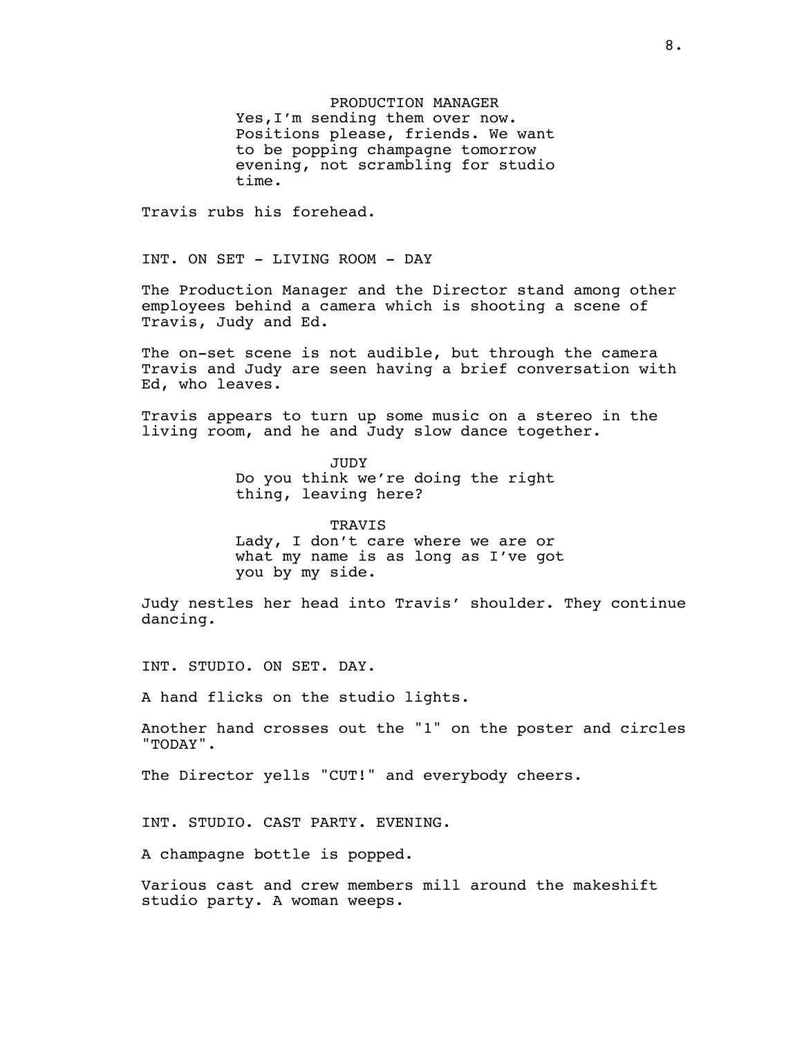PRODUCTION MANAGER
Yes,I'm sending them over now. Positions please, friends. We want to be popping champagne tomorrow evening, not scrambling for studio time.

Travis rubs his forehead.

INT. ON SET - LIVING ROOM - DAY

The Production Manager and the Director stand among other employees behind a camera which is shooting a scene of Travis, Judy and Ed.

The on-set scene is not audible, but through the camera Travis and Judy are seen having a brief conversation with Ed, who leaves.

Travis appears to turn up some music on a stereo in the living room, and he and Judy slow dance together.

JUDY
Do you think we're doing the right thing, leaving here?

TRAVIS
Lady, I don't care where we are or what my name is as long as I've got you by my side.

Judy nestles her head into Travis' shoulder. They continue dancing.

INT. STUDIO. ON SET. DAY.

A hand flicks on the studio lights.

Another hand crosses out the "1" on the poster and circles "TODAY".

The Director yells "CUT!" and everybody cheers.

INT. STUDIO. CAST PARTY. EVENING.

A champagne bottle is popped.

Various cast and crew members mill around the makeshift studio party. A woman weeps.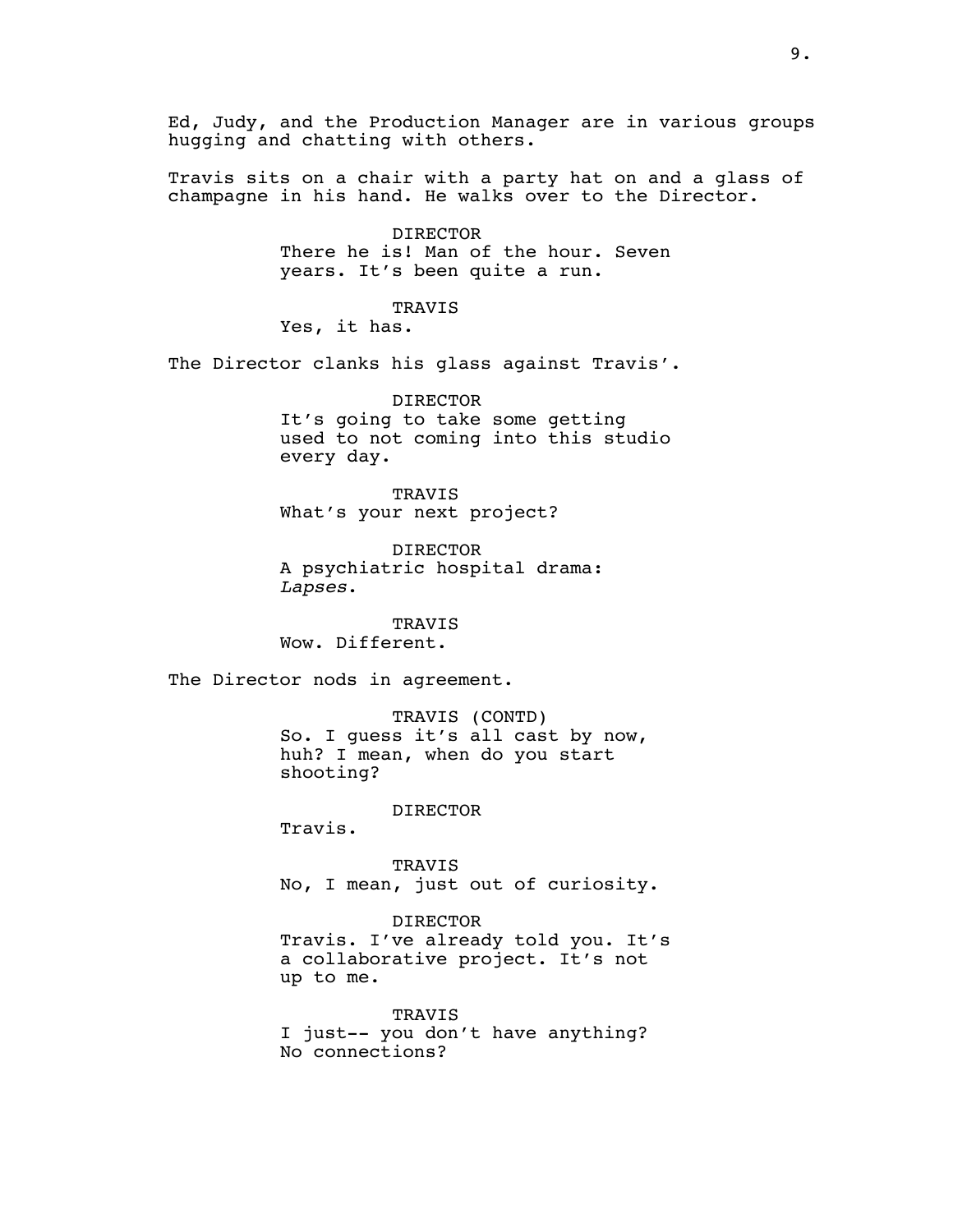Ed, Judy, and the Production Manager are in various groups hugging and chatting with others.

Travis sits on a chair with a party hat on and a glass of champagne in his hand. He walks over to the Director.

DIRECTOR
There he is! Man of the hour. Seven years. It's been quite a run.

TRAVIS
Yes, it has.

The Director clanks his glass against Travis'.

DIRECTOR
It's going to take some getting used to not coming into this studio every day.

TRAVIS
What's your next project?

DIRECTOR
A psychiatric hospital drama: *Lapses*.

TRAVIS
Wow. Different.

The Director nods in agreement.

TRAVIS (CONTD)
So. I guess it's all cast by now, huh? I mean, when do you start shooting?

DIRECTOR
Travis.

TRAVIS
No, I mean, just out of curiosity.

DIRECTOR
Travis. I've already told you. It's a collaborative project. It's not up to me.

TRAVIS
I just-- you don't have anything? No connections?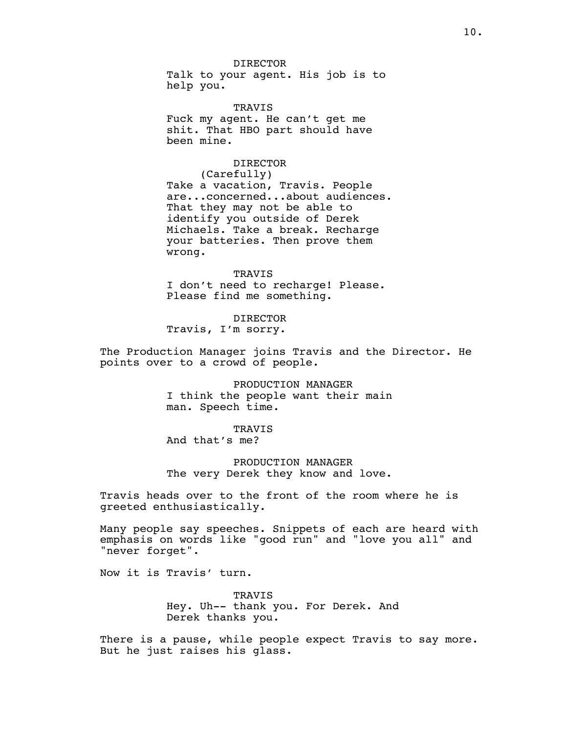DIRECTOR

Talk to your agent. His job is to help you.

TRAVIS

Fuck my agent. He can't get me shit. That HBO part should have been mine.

DIRECTOR

(Carefully)

Take a vacation, Travis. People are...concerned...about audiences. That they may not be able to identify you outside of Derek Michaels. Take a break. Recharge your batteries. Then prove them wrong.

TRAVIS

I don't need to recharge! Please. Please find me something.

DIRECTOR

Travis, I'm sorry.

The Production Manager joins Travis and the Director. He points over to a crowd of people.

PRODUCTION MANAGER

I think the people want their main man. Speech time.

TRAVIS

And that's me?

PRODUCTION MANAGER

The very Derek they know and love.

Travis heads over to the front of the room where he is greeted enthusiastically.

Many people say speeches. Snippets of each are heard with emphasis on words like "good run" and "love you all" and "never forget".

Now it is Travis' turn.

TRAVIS

Hey. Uh-- thank you. For Derek. And Derek thanks you.

There is a pause, while people expect Travis to say more. But he just raises his glass.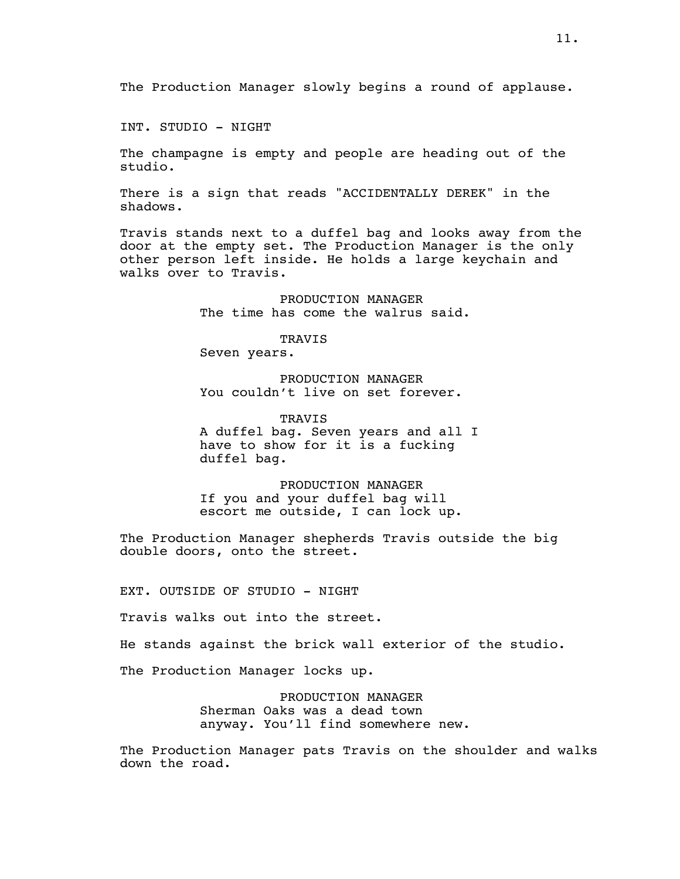The Production Manager slowly begins a round of applause.

INT. STUDIO - NIGHT

The champagne is empty and people are heading out of the studio.

There is a sign that reads "ACCIDENTALLY DEREK" in the shadows.

Travis stands next to a duffel bag and looks away from the door at the empty set. The Production Manager is the only other person left inside. He holds a large keychain and walks over to Travis.

PRODUCTION MANAGER
The time has come the walrus said.

TRAVIS
Seven years.

PRODUCTION MANAGER
You couldn't live on set forever.

TRAVIS
A duffel bag. Seven years and all I have to show for it is a fucking duffel bag.

PRODUCTION MANAGER
If you and your duffel bag will escort me outside, I can lock up.

The Production Manager shepherds Travis outside the big double doors, onto the street.

EXT. OUTSIDE OF STUDIO - NIGHT

Travis walks out into the street.

He stands against the brick wall exterior of the studio.

The Production Manager locks up.

PRODUCTION MANAGER
Sherman Oaks was a dead town anyway. You'll find somewhere new.

The Production Manager pats Travis on the shoulder and walks down the road.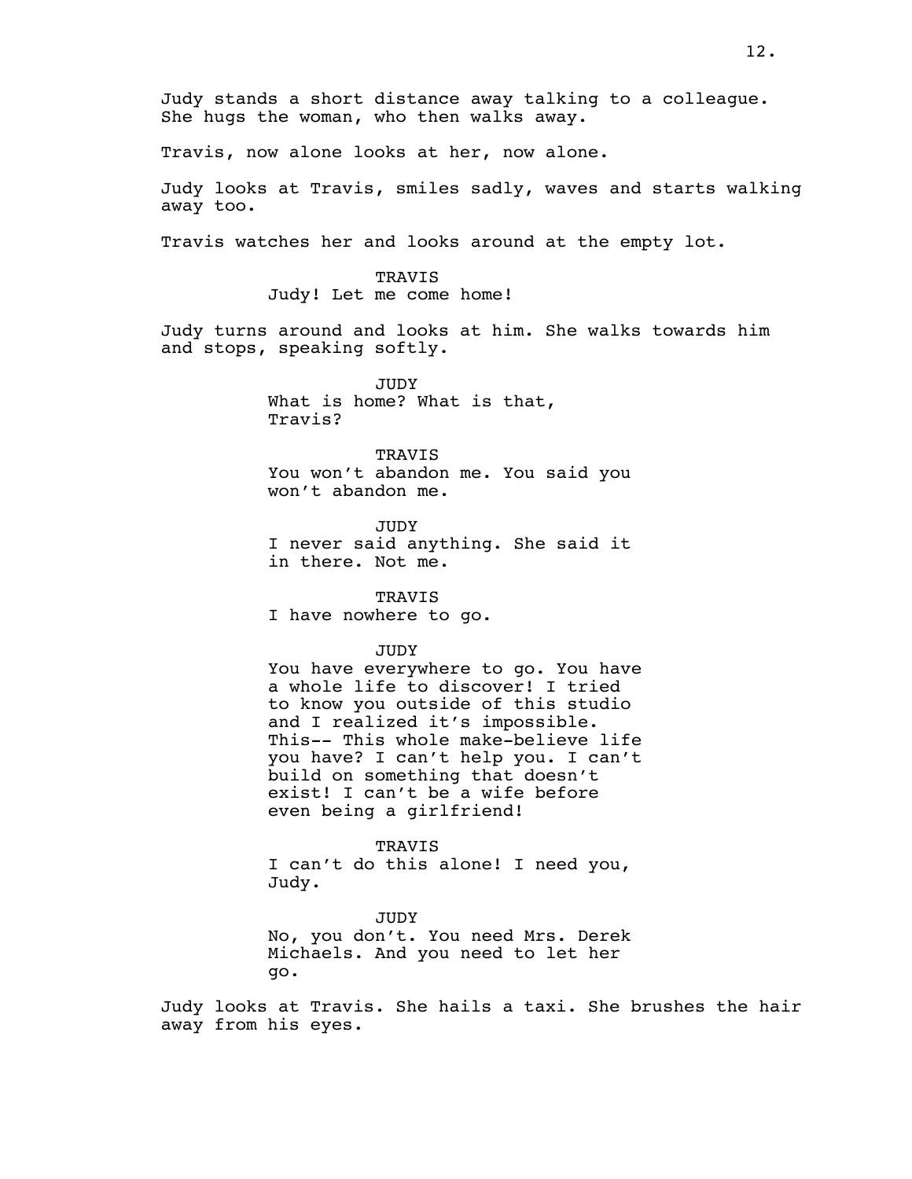Judy stands a short distance away talking to a colleague. She hugs the woman, who then walks away.

Travis, now alone looks at her, now alone.

Judy looks at Travis, smiles sadly, waves and starts walking away too.

Travis watches her and looks around at the empty lot.

TRAVIS
Judy! Let me come home!

Judy turns around and looks at him. She walks towards him and stops, speaking softly.

JUDY
What is home? What is that, Travis?

TRAVIS
You won't abandon me. You said you won't abandon me.

JUDY
I never said anything. She said it in there. Not me.

TRAVIS
I have nowhere to go.

JUDY
You have everywhere to go. You have a whole life to discover! I tried to know you outside of this studio and I realized it's impossible. This-- This whole make-believe life you have? I can't help you. I can't build on something that doesn't exist! I can't be a wife before even being a girlfriend!

TRAVIS
I can't do this alone! I need you, Judy.

JUDY
No, you don't. You need Mrs. Derek Michaels. And you need to let her go.

Judy looks at Travis. She hails a taxi. She brushes the hair away from his eyes.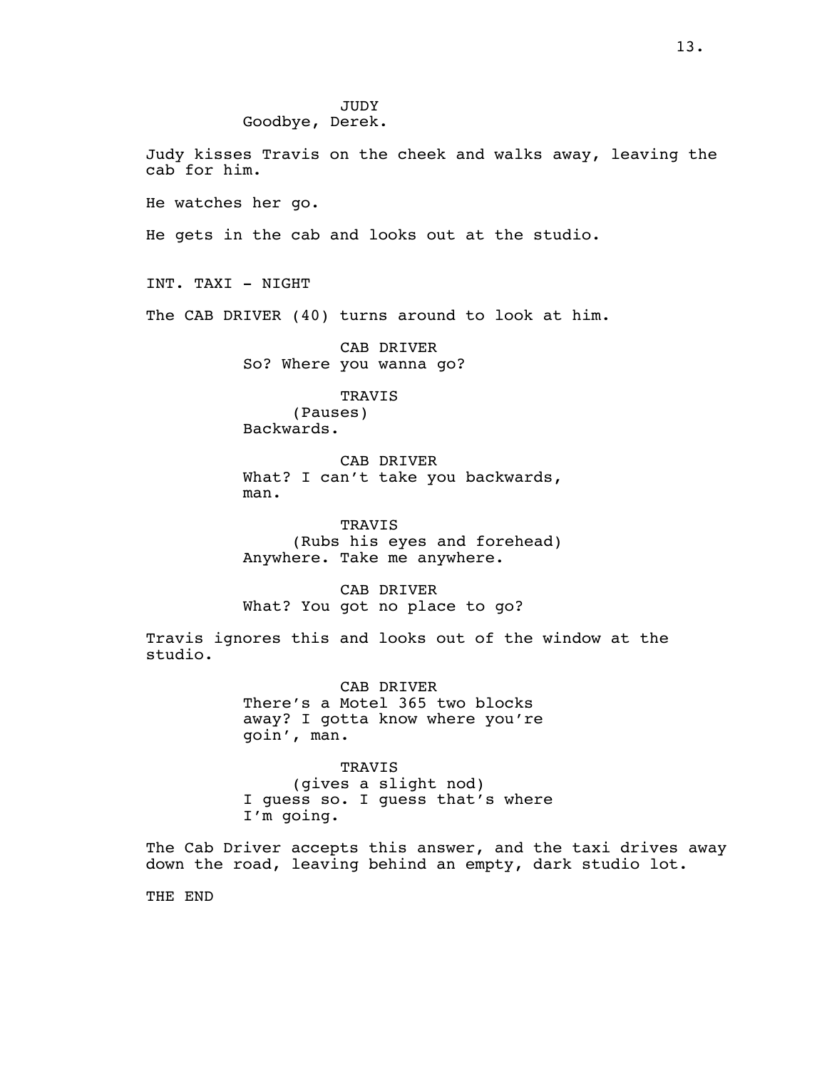JUDY
Goodbye, Derek.

Judy kisses Travis on the cheek and walks away, leaving the cab for him.

He watches her go.

He gets in the cab and looks out at the studio.

INT. TAXI - NIGHT

The CAB DRIVER (40) turns around to look at him.

CAB DRIVER
So? Where you wanna go?

TRAVIS
(Pauses)
Backwards.

CAB DRIVER
What? I can't take you backwards, man.

TRAVIS
(Rubs his eyes and forehead)
Anywhere. Take me anywhere.

CAB DRIVER
What? You got no place to go?

Travis ignores this and looks out of the window at the studio.

CAB DRIVER
There's a Motel 365 two blocks away? I gotta know where you're goin', man.

TRAVIS
(gives a slight nod)
I guess so. I guess that's where I'm going.

The Cab Driver accepts this answer, and the taxi drives away down the road, leaving behind an empty, dark studio lot.

THE END